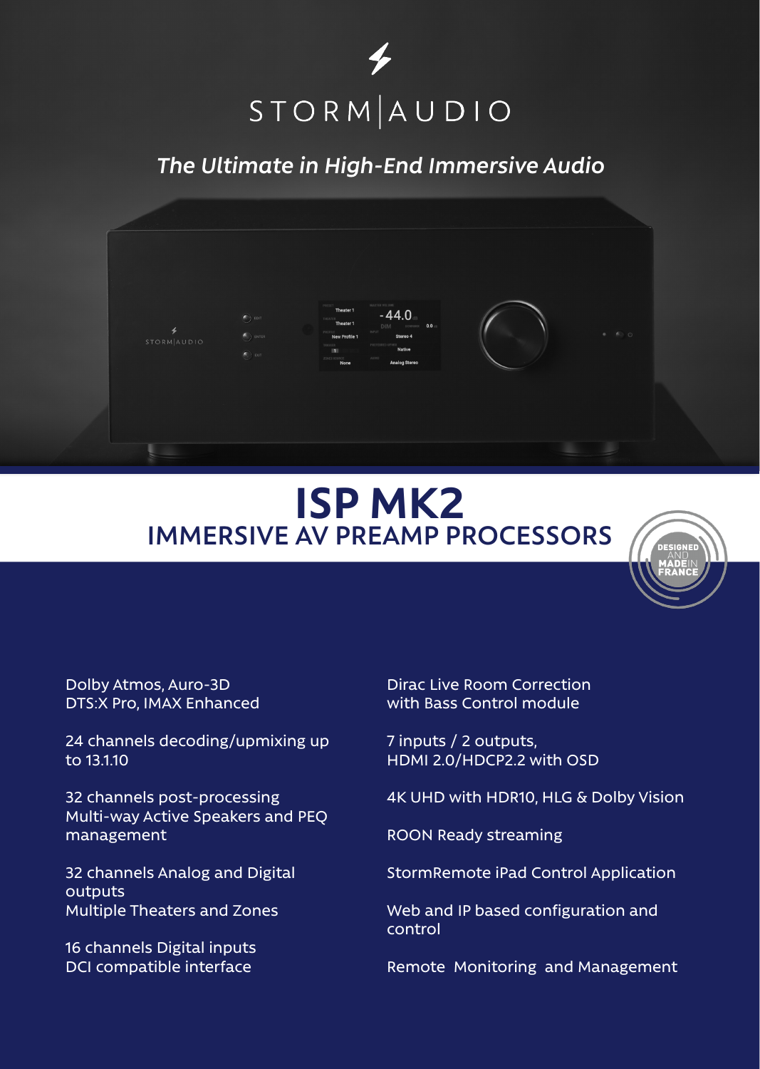STORM|AUDIO

*The Ultimate in High-End Immersive Audio*

# ISP MK2

## IMMERSIVE AV PREAMP PROCESSORS

DESIGNED AND MADE IN FRANCE

Dolby Atmos, Auro-3D
DTS:X Pro, IMAX Enhanced

24 channels decoding/upmixing up to 13.1.10

32 channels post-processing
Multi-way Active Speakers and PEQ management

32 channels Analog and Digital outputs
Multiple Theaters and Zones

16 channels Digital inputs
DCI compatible interface

Dirac Live Room Correction
with Bass Control module

7 inputs / 2 outputs,
HDMI 2.0/HDCP2.2 with OSD

4K UHD with HDR10, HLG & Dolby Vision

ROON Ready streaming

StormRemote iPad Control Application

Web and IP based configuration and control

Remote Monitoring and Management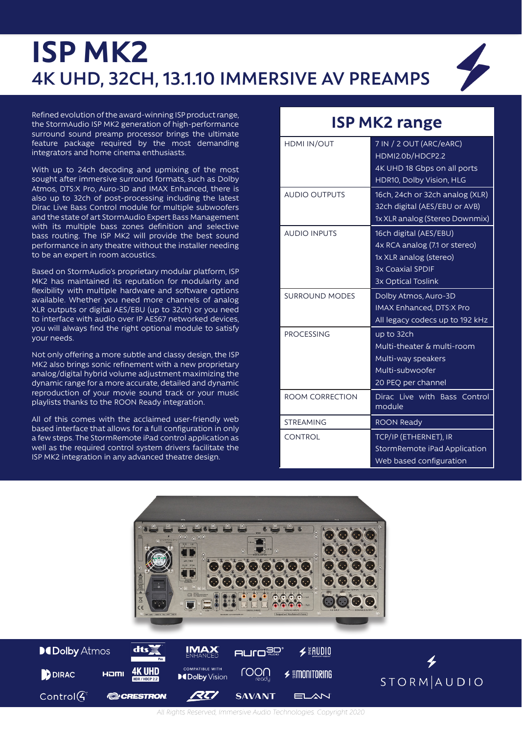# ISP MK2

## 4K UHD, 32CH, 13.1.10 IMMERSIVE AV PREAMPS

Refined evolution of the award-winning ISP product range, the StormAudio ISP MK2 generation of high-performance surround sound preamp processor brings the ultimate feature package required by the most demanding integrators and home cinema enthusiasts.

With up to 24ch decoding and upmixing of the most sought after immersive surround formats, such as Dolby Atmos, DTS:X Pro, Auro-3D and IMAX Enhanced, there is also up to 32ch of post-processing including the latest Dirac Live Bass Control module for multiple subwoofers and the state of art StormAudio Expert Bass Management with its multiple bass zones definition and selective bass routing. The ISP MK2 will provide the best sound performance in any theatre without the installer needing to be an expert in room acoustics.

Based on StormAudio's proprietary modular platform, ISP MK2 has maintained its reputation for modularity and flexibility with multiple hardware and software options available. Whether you need more channels of analog XLR outputs or digital AES/EBU (up to 32ch) or you need to interface with audio over IP AES67 networked devices, you will always find the right optional module to satisfy your needs.

Not only offering a more subtle and classy design, the ISP MK2 also brings sonic refinement with a new proprietary analog/digital hybrid volume adjustment maximizing the dynamic range for a more accurate, detailed and dynamic reproduction of your movie sound track or your music playlists thanks to the ROON Ready integration.

All of this comes with the acclaimed user-friendly web based interface that allows for a full configuration in only a few steps. The StormRemote iPad control application as well as the required control system drivers facilitate the ISP MK2 integration in any advanced theatre design.

## ISP MK2 range

| | |
|---|---|
| HDMI IN/OUT | 7 IN / 2 OUT (ARC/eARC)<br>HDMI2.0b/HDCP2.2<br>4K UHD 18 Gbps on all ports<br>HDR10, Dolby Vision, HLG |
| AUDIO OUTPUTS | 16ch, 24ch or 32ch analog (XLR)<br>32ch digital (AES/EBU or AVB)<br>1x XLR analog (Stereo Downmix) |
| AUDIO INPUTS | 16ch digital (AES/EBU)<br>4x RCA analog (7.1 or stereo)<br>1x XLR analog (stereo)<br>3x Coaxial SPDIF<br>3x Optical Toslink |
| SURROUND MODES | Dolby Atmos, Auro-3D<br>IMAX Enhanced, DTS:X Pro<br>All legacy codecs up to 192 kHz |
| PROCESSING | up to 32ch<br>Multi-theater & multi-room<br>Multi-way speakers<br>Multi-subwoofer<br>20 PEQ per channel |
| ROOM CORRECTION | Dirac Live with Bass Control module |
| STREAMING | ROON Ready |
| CONTROL | TCP/IP (ETHERNET), IR<br>StormRemote iPad Application<br>Web based configuration |

Dolby Atmos · dts:X Pro · IMAX Enhanced · Auro 3D · Storm Audio · DIRAC · HDMI · 4K UHD HDR / HDCP 2.2 · Compatible with Dolby Vision · roon ready · Storm Monitoring · Control4 · Crestron · RTI · SAVANT · ELAN

STORM|AUDIO

*All Rights Reserved, Immersive Audio Technologies. Copyright 2020*